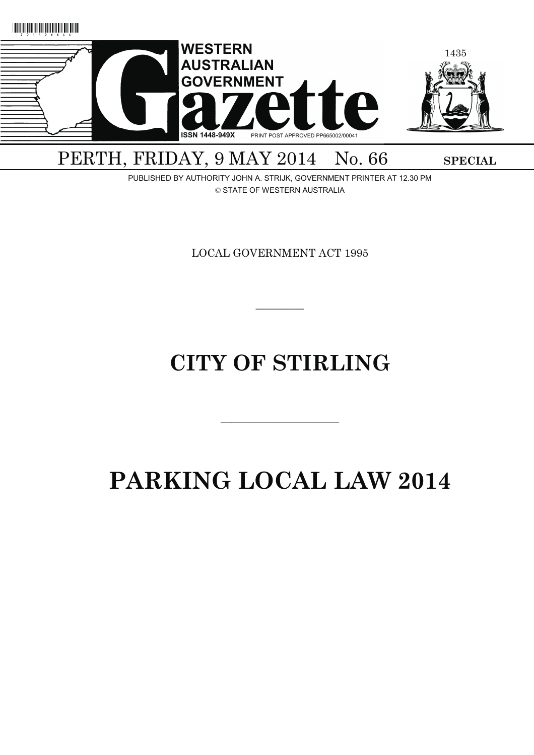# WESTERN AUSTRALIAN GOVERNMENT Gazette

ISSN 1448-949X PRINT POST APPROVED PP665002/00041

1435

PERTH, FRIDAY, 9 MAY 2014 No. 66 **SPECIAL**

PUBLISHED BY AUTHORITY JOHN A. STRIJK, GOVERNMENT PRINTER AT 12.30 PM

© STATE OF WESTERN AUSTRALIA

LOCAL GOVERNMENT ACT 1995

---

# CITY OF STIRLING

---

# PARKING LOCAL LAW 2014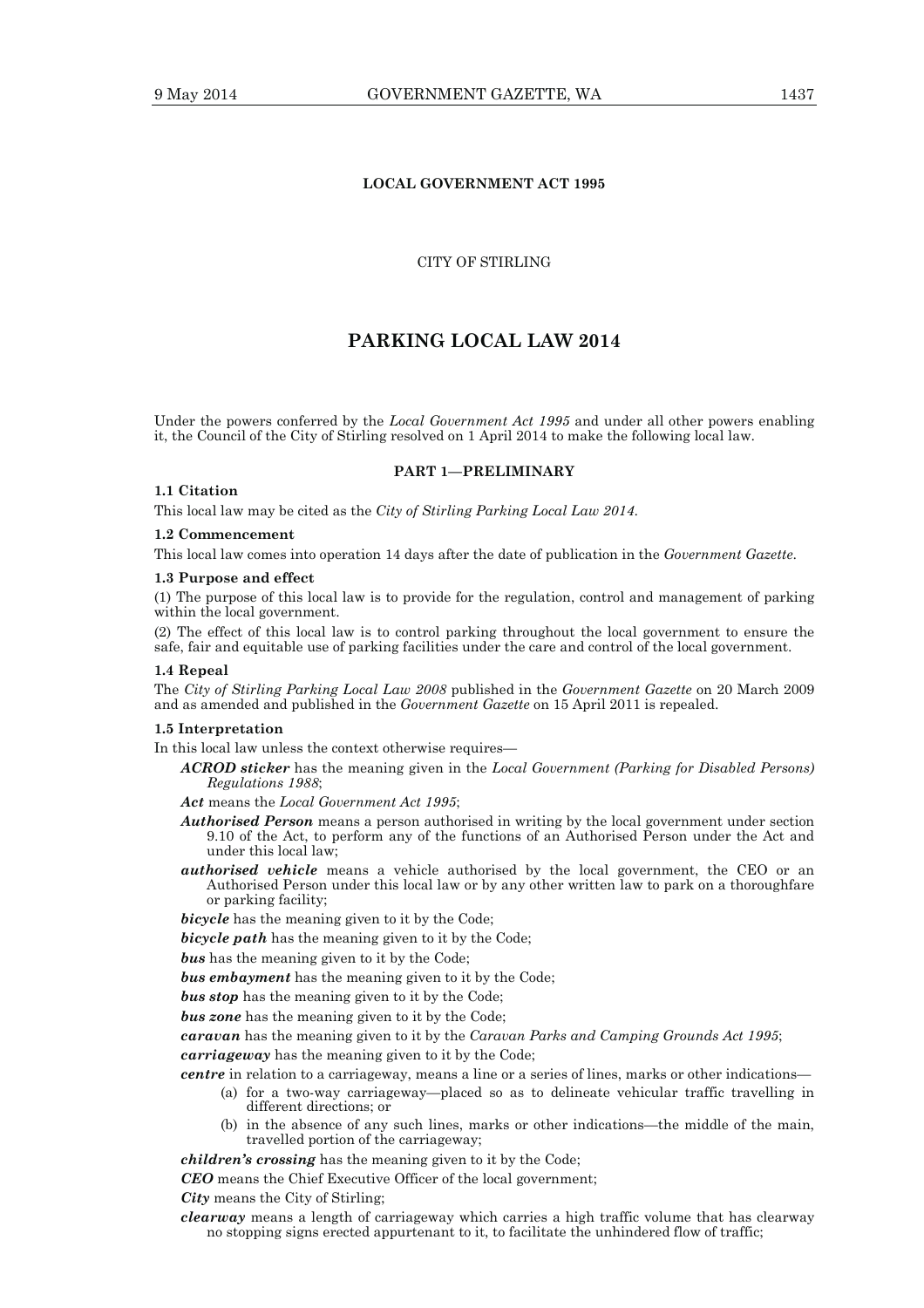**LOCAL GOVERNMENT ACT 1995**

CITY OF STIRLING

# PARKING LOCAL LAW 2014

Under the powers conferred by the *Local Government Act 1995* and under all other powers enabling it, the Council of the City of Stirling resolved on 1 April 2014 to make the following local law.

## PART 1—PRELIMINARY

### 1.1 Citation

This local law may be cited as the *City of Stirling Parking Local Law 2014*.

### 1.2 Commencement

This local law comes into operation 14 days after the date of publication in the *Government Gazette*.

### 1.3 Purpose and effect

(1) The purpose of this local law is to provide for the regulation, control and management of parking within the local government.

(2) The effect of this local law is to control parking throughout the local government to ensure the safe, fair and equitable use of parking facilities under the care and control of the local government.

### 1.4 Repeal

The *City of Stirling Parking Local Law 2008* published in the *Government Gazette* on 20 March 2009 and as amended and published in the *Government Gazette* on 15 April 2011 is repealed.

### 1.5 Interpretation

In this local law unless the context otherwise requires—

***ACROD sticker*** has the meaning given in the *Local Government (Parking for Disabled Persons) Regulations 1988*;

***Act*** means the *Local Government Act 1995*;

***Authorised Person*** means a person authorised in writing by the local government under section 9.10 of the Act, to perform any of the functions of an Authorised Person under the Act and under this local law;

***authorised vehicle*** means a vehicle authorised by the local government, the CEO or an Authorised Person under this local law or by any other written law to park on a thoroughfare or parking facility;

***bicycle*** has the meaning given to it by the Code;

***bicycle path*** has the meaning given to it by the Code;

***bus*** has the meaning given to it by the Code;

***bus embayment*** has the meaning given to it by the Code;

***bus stop*** has the meaning given to it by the Code;

***bus zone*** has the meaning given to it by the Code;

***caravan*** has the meaning given to it by the *Caravan Parks and Camping Grounds Act 1995*;

***carriageway*** has the meaning given to it by the Code;

***centre*** in relation to a carriageway, means a line or a series of lines, marks or other indications—

(a) for a two-way carriageway—placed so as to delineate vehicular traffic travelling in different directions; or

(b) in the absence of any such lines, marks or other indications—the middle of the main, travelled portion of the carriageway;

***children's crossing*** has the meaning given to it by the Code;

***CEO*** means the Chief Executive Officer of the local government;

***City*** means the City of Stirling;

***clearway*** means a length of carriageway which carries a high traffic volume that has clearway no stopping signs erected appurtenant to it, to facilitate the unhindered flow of traffic;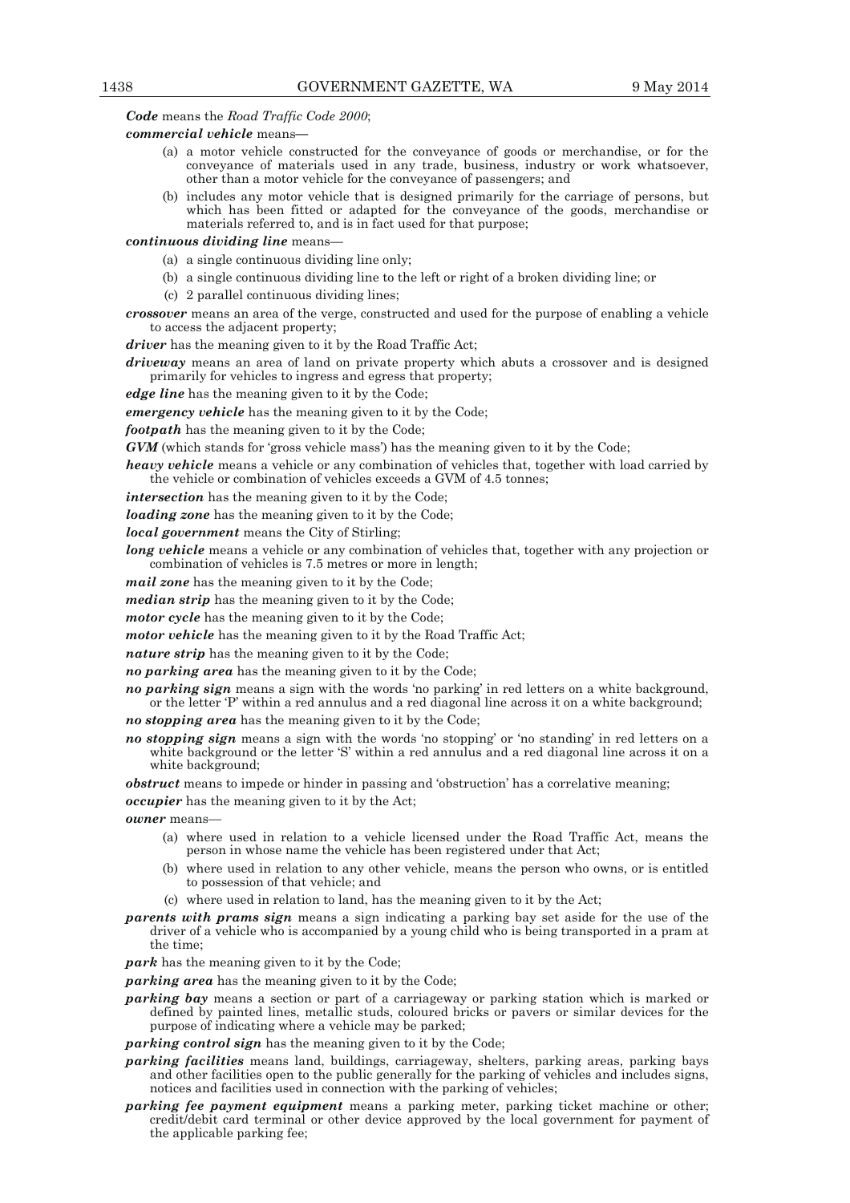***Code*** means the *Road Traffic Code 2000*;

***commercial vehicle*** means—

(a) a motor vehicle constructed for the conveyance of goods or merchandise, or for the conveyance of materials used in any trade, business, industry or work whatsoever, other than a motor vehicle for the conveyance of passengers; and

(b) includes any motor vehicle that is designed primarily for the carriage of persons, but which has been fitted or adapted for the conveyance of the goods, merchandise or materials referred to, and is in fact used for that purpose;

***continuous dividing line*** means—

(a) a single continuous dividing line only;

(b) a single continuous dividing line to the left or right of a broken dividing line; or

(c) 2 parallel continuous dividing lines;

***crossover*** means an area of the verge, constructed and used for the purpose of enabling a vehicle to access the adjacent property;

***driver*** has the meaning given to it by the Road Traffic Act;

***driveway*** means an area of land on private property which abuts a crossover and is designed primarily for vehicles to ingress and egress that property;

***edge line*** has the meaning given to it by the Code;

***emergency vehicle*** has the meaning given to it by the Code;

***footpath*** has the meaning given to it by the Code;

***GVM*** (which stands for 'gross vehicle mass') has the meaning given to it by the Code;

***heavy vehicle*** means a vehicle or any combination of vehicles that, together with load carried by the vehicle or combination of vehicles exceeds a GVM of 4.5 tonnes;

***intersection*** has the meaning given to it by the Code;

***loading zone*** has the meaning given to it by the Code;

***local government*** means the City of Stirling;

***long vehicle*** means a vehicle or any combination of vehicles that, together with any projection or combination of vehicles is 7.5 metres or more in length;

***mail zone*** has the meaning given to it by the Code;

***median strip*** has the meaning given to it by the Code;

***motor cycle*** has the meaning given to it by the Code;

***motor vehicle*** has the meaning given to it by the Road Traffic Act;

***nature strip*** has the meaning given to it by the Code;

***no parking area*** has the meaning given to it by the Code;

***no parking sign*** means a sign with the words 'no parking' in red letters on a white background, or the letter 'P' within a red annulus and a red diagonal line across it on a white background;

***no stopping area*** has the meaning given to it by the Code;

***no stopping sign*** means a sign with the words 'no stopping' or 'no standing' in red letters on a white background or the letter 'S' within a red annulus and a red diagonal line across it on a white background;

***obstruct*** means to impede or hinder in passing and 'obstruction' has a correlative meaning;

***occupier*** has the meaning given to it by the Act;

***owner*** means—

(a) where used in relation to a vehicle licensed under the Road Traffic Act, means the person in whose name the vehicle has been registered under that Act;

(b) where used in relation to any other vehicle, means the person who owns, or is entitled to possession of that vehicle; and

(c) where used in relation to land, has the meaning given to it by the Act;

***parents with prams sign*** means a sign indicating a parking bay set aside for the use of the driver of a vehicle who is accompanied by a young child who is being transported in a pram at the time;

***park*** has the meaning given to it by the Code;

***parking area*** has the meaning given to it by the Code;

***parking bay*** means a section or part of a carriageway or parking station which is marked or defined by painted lines, metallic studs, coloured bricks or pavers or similar devices for the purpose of indicating where a vehicle may be parked;

***parking control sign*** has the meaning given to it by the Code;

***parking facilities*** means land, buildings, carriageway, shelters, parking areas, parking bays and other facilities open to the public generally for the parking of vehicles and includes signs, notices and facilities used in connection with the parking of vehicles;

***parking fee payment equipment*** means a parking meter, parking ticket machine or other; credit/debit card terminal or other device approved by the local government for payment of the applicable parking fee;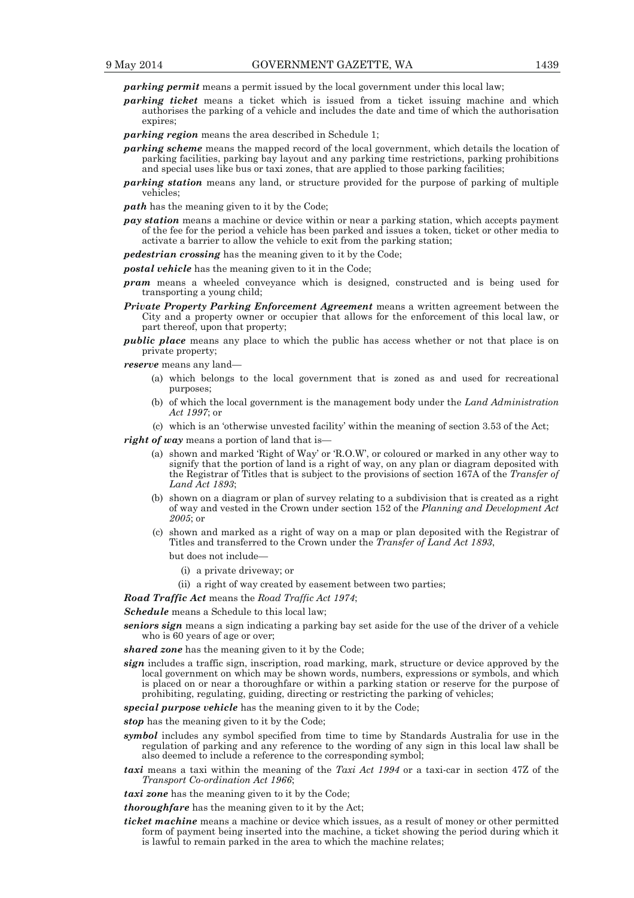***parking permit*** means a permit issued by the local government under this local law;

***parking ticket*** means a ticket which is issued from a ticket issuing machine and which authorises the parking of a vehicle and includes the date and time of which the authorisation expires;

***parking region*** means the area described in Schedule 1;

***parking scheme*** means the mapped record of the local government, which details the location of parking facilities, parking bay layout and any parking time restrictions, parking prohibitions and special uses like bus or taxi zones, that are applied to those parking facilities;

***parking station*** means any land, or structure provided for the purpose of parking of multiple vehicles;

***path*** has the meaning given to it by the Code;

***pay station*** means a machine or device within or near a parking station, which accepts payment of the fee for the period a vehicle has been parked and issues a token, ticket or other media to activate a barrier to allow the vehicle to exit from the parking station;

***pedestrian crossing*** has the meaning given to it by the Code;

***postal vehicle*** has the meaning given to it in the Code;

***pram*** means a wheeled conveyance which is designed, constructed and is being used for transporting a young child;

***Private Property Parking Enforcement Agreement*** means a written agreement between the City and a property owner or occupier that allows for the enforcement of this local law, or part thereof, upon that property;

***public place*** means any place to which the public has access whether or not that place is on private property;

***reserve*** means any land—

(a) which belongs to the local government that is zoned as and used for recreational purposes;

(b) of which the local government is the management body under the *Land Administration Act 1997*; or

(c) which is an 'otherwise unvested facility' within the meaning of section 3.53 of the Act;

***right of way*** means a portion of land that is—

(a) shown and marked 'Right of Way' or 'R.O.W', or coloured or marked in any other way to signify that the portion of land is a right of way, on any plan or diagram deposited with the Registrar of Titles that is subject to the provisions of section 167A of the *Transfer of Land Act 1893*;

(b) shown on a diagram or plan of survey relating to a subdivision that is created as a right of way and vested in the Crown under section 152 of the *Planning and Development Act 2005*; or

(c) shown and marked as a right of way on a map or plan deposited with the Registrar of Titles and transferred to the Crown under the *Transfer of Land Act 1893*,

but does not include—

(i) a private driveway; or

(ii) a right of way created by easement between two parties;

***Road Traffic Act*** means the *Road Traffic Act 1974*;

***Schedule*** means a Schedule to this local law;

***seniors sign*** means a sign indicating a parking bay set aside for the use of the driver of a vehicle who is 60 years of age or over;

***shared zone*** has the meaning given to it by the Code;

***sign*** includes a traffic sign, inscription, road marking, mark, structure or device approved by the local government on which may be shown words, numbers, expressions or symbols, and which is placed on or near a thoroughfare or within a parking station or reserve for the purpose of prohibiting, regulating, guiding, directing or restricting the parking of vehicles;

***special purpose vehicle*** has the meaning given to it by the Code;

***stop*** has the meaning given to it by the Code;

***symbol*** includes any symbol specified from time to time by Standards Australia for use in the regulation of parking and any reference to the wording of any sign in this local law shall be also deemed to include a reference to the corresponding symbol;

***taxi*** means a taxi within the meaning of the *Taxi Act 1994* or a taxi-car in section 47Z of the *Transport Co-ordination Act 1966*;

***taxi zone*** has the meaning given to it by the Code;

***thoroughfare*** has the meaning given to it by the Act;

***ticket machine*** means a machine or device which issues, as a result of money or other permitted form of payment being inserted into the machine, a ticket showing the period during which it is lawful to remain parked in the area to which the machine relates;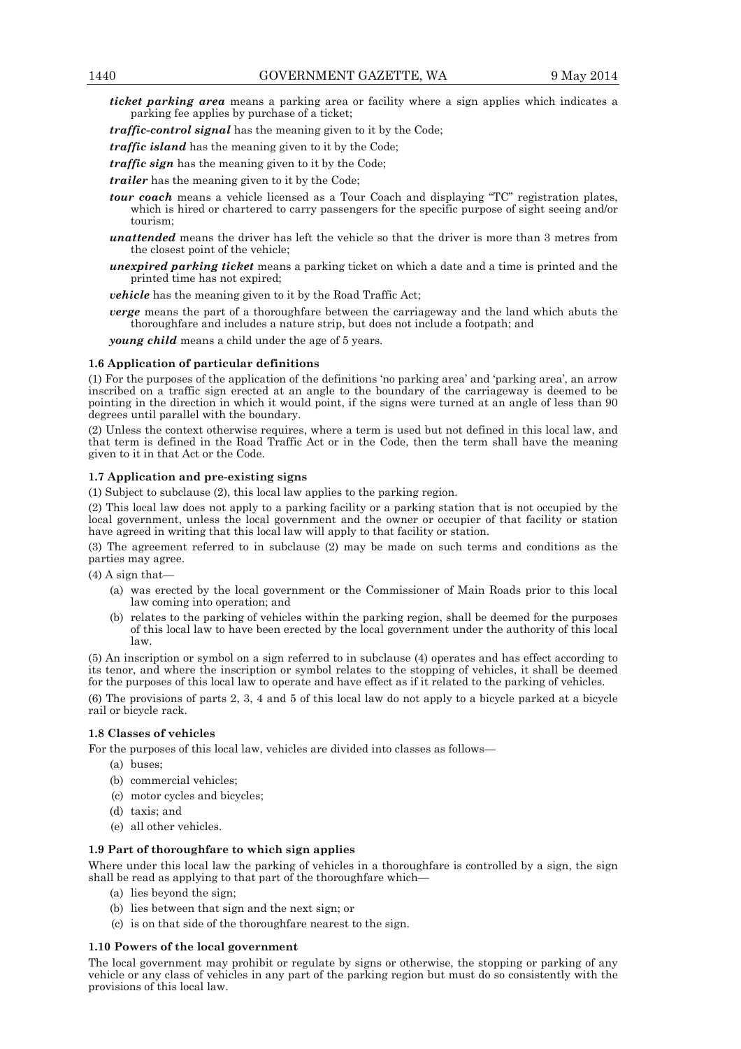***ticket parking area*** means a parking area or facility where a sign applies which indicates a parking fee applies by purchase of a ticket;

***traffic-control signal*** has the meaning given to it by the Code;

***traffic island*** has the meaning given to it by the Code;

***traffic sign*** has the meaning given to it by the Code;

***trailer*** has the meaning given to it by the Code;

***tour coach*** means a vehicle licensed as a Tour Coach and displaying "TC" registration plates, which is hired or chartered to carry passengers for the specific purpose of sight seeing and/or tourism;

***unattended*** means the driver has left the vehicle so that the driver is more than 3 metres from the closest point of the vehicle;

***unexpired parking ticket*** means a parking ticket on which a date and a time is printed and the printed time has not expired;

***vehicle*** has the meaning given to it by the Road Traffic Act;

***verge*** means the part of a thoroughfare between the carriageway and the land which abuts the thoroughfare and includes a nature strip, but does not include a footpath; and

***young child*** means a child under the age of 5 years.

**1.6 Application of particular definitions**

(1) For the purposes of the application of the definitions 'no parking area' and 'parking area', an arrow inscribed on a traffic sign erected at an angle to the boundary of the carriageway is deemed to be pointing in the direction in which it would point, if the signs were turned at an angle of less than 90 degrees until parallel with the boundary.

(2) Unless the context otherwise requires, where a term is used but not defined in this local law, and that term is defined in the Road Traffic Act or in the Code, then the term shall have the meaning given to it in that Act or the Code.

**1.7 Application and pre-existing signs**

(1) Subject to subclause (2), this local law applies to the parking region.

(2) This local law does not apply to a parking facility or a parking station that is not occupied by the local government, unless the local government and the owner or occupier of that facility or station have agreed in writing that this local law will apply to that facility or station.

(3) The agreement referred to in subclause (2) may be made on such terms and conditions as the parties may agree.

(4) A sign that—

(a) was erected by the local government or the Commissioner of Main Roads prior to this local law coming into operation; and

(b) relates to the parking of vehicles within the parking region, shall be deemed for the purposes of this local law to have been erected by the local government under the authority of this local law.

(5) An inscription or symbol on a sign referred to in subclause (4) operates and has effect according to its tenor, and where the inscription or symbol relates to the stopping of vehicles, it shall be deemed for the purposes of this local law to operate and have effect as if it related to the parking of vehicles.

(6) The provisions of parts 2, 3, 4 and 5 of this local law do not apply to a bicycle parked at a bicycle rail or bicycle rack.

**1.8 Classes of vehicles**

For the purposes of this local law, vehicles are divided into classes as follows—

(a) buses;

(b) commercial vehicles;

(c) motor cycles and bicycles;

(d) taxis; and

(e) all other vehicles.

**1.9 Part of thoroughfare to which sign applies**

Where under this local law the parking of vehicles in a thoroughfare is controlled by a sign, the sign shall be read as applying to that part of the thoroughfare which—

(a) lies beyond the sign;

(b) lies between that sign and the next sign; or

(c) is on that side of the thoroughfare nearest to the sign.

**1.10 Powers of the local government**

The local government may prohibit or regulate by signs or otherwise, the stopping or parking of any vehicle or any class of vehicles in any part of the parking region but must do so consistently with the provisions of this local law.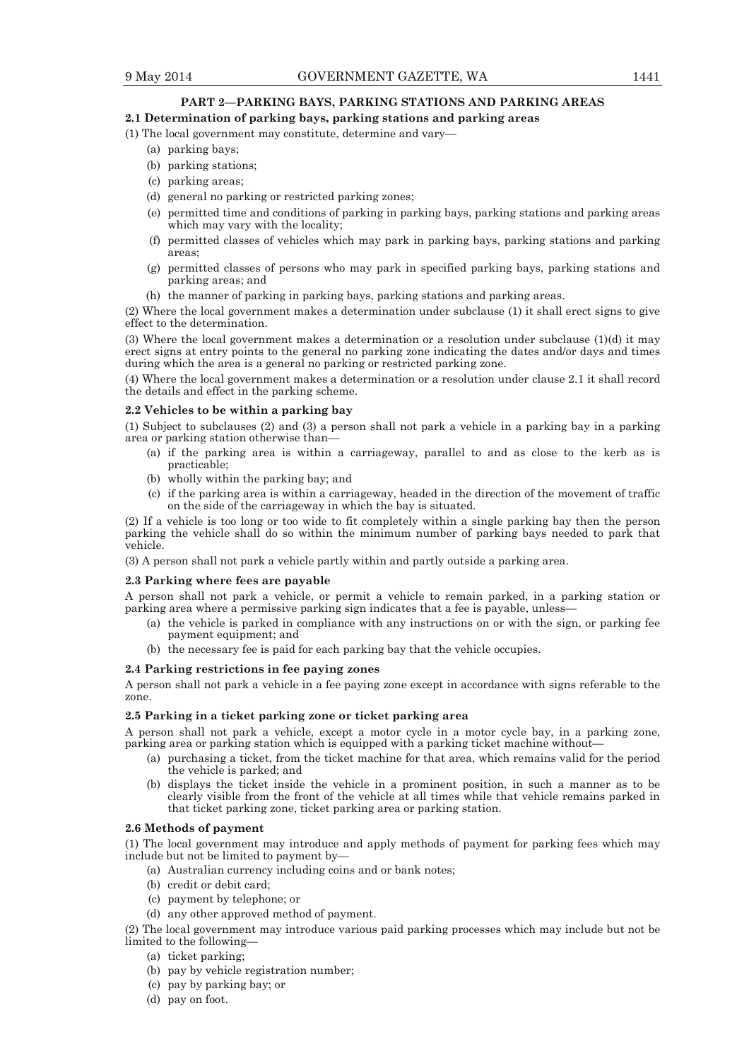## PART 2—PARKING BAYS, PARKING STATIONS AND PARKING AREAS

### 2.1 Determination of parking bays, parking stations and parking areas

(1) The local government may constitute, determine and vary—

- (a) parking bays;
- (b) parking stations;
- (c) parking areas;
- (d) general no parking or restricted parking zones;
- (e) permitted time and conditions of parking in parking bays, parking stations and parking areas which may vary with the locality;
- (f) permitted classes of vehicles which may park in parking bays, parking stations and parking areas;
- (g) permitted classes of persons who may park in specified parking bays, parking stations and parking areas; and
- (h) the manner of parking in parking bays, parking stations and parking areas.

(2) Where the local government makes a determination under subclause (1) it shall erect signs to give effect to the determination.

(3) Where the local government makes a determination or a resolution under subclause (1)(d) it may erect signs at entry points to the general no parking zone indicating the dates and/or days and times during which the area is a general no parking or restricted parking zone.

(4) Where the local government makes a determination or a resolution under clause 2.1 it shall record the details and effect in the parking scheme.

### 2.2 Vehicles to be within a parking bay

(1) Subject to subclauses (2) and (3) a person shall not park a vehicle in a parking bay in a parking area or parking station otherwise than—

- (a) if the parking area is within a carriageway, parallel to and as close to the kerb as is practicable;
- (b) wholly within the parking bay; and
- (c) if the parking area is within a carriageway, headed in the direction of the movement of traffic on the side of the carriageway in which the bay is situated.

(2) If a vehicle is too long or too wide to fit completely within a single parking bay then the person parking the vehicle shall do so within the minimum number of parking bays needed to park that vehicle.

(3) A person shall not park a vehicle partly within and partly outside a parking area.

### 2.3 Parking where fees are payable

A person shall not park a vehicle, or permit a vehicle to remain parked, in a parking station or parking area where a permissive parking sign indicates that a fee is payable, unless—

- (a) the vehicle is parked in compliance with any instructions on or with the sign, or parking fee payment equipment; and
- (b) the necessary fee is paid for each parking bay that the vehicle occupies.

### 2.4 Parking restrictions in fee paying zones

A person shall not park a vehicle in a fee paying zone except in accordance with signs referable to the zone.

### 2.5 Parking in a ticket parking zone or ticket parking area

A person shall not park a vehicle, except a motor cycle in a motor cycle bay, in a parking zone, parking area or parking station which is equipped with a parking ticket machine without—

- (a) purchasing a ticket, from the ticket machine for that area, which remains valid for the period the vehicle is parked; and
- (b) displays the ticket inside the vehicle in a prominent position, in such a manner as to be clearly visible from the front of the vehicle at all times while that vehicle remains parked in that ticket parking zone, ticket parking area or parking station.

### 2.6 Methods of payment

(1) The local government may introduce and apply methods of payment for parking fees which may include but not be limited to payment by—

- (a) Australian currency including coins and or bank notes;
- (b) credit or debit card;
- (c) payment by telephone; or
- (d) any other approved method of payment.

(2) The local government may introduce various paid parking processes which may include but not be limited to the following—

- (a) ticket parking;
- (b) pay by vehicle registration number;
- (c) pay by parking bay; or
- (d) pay on foot.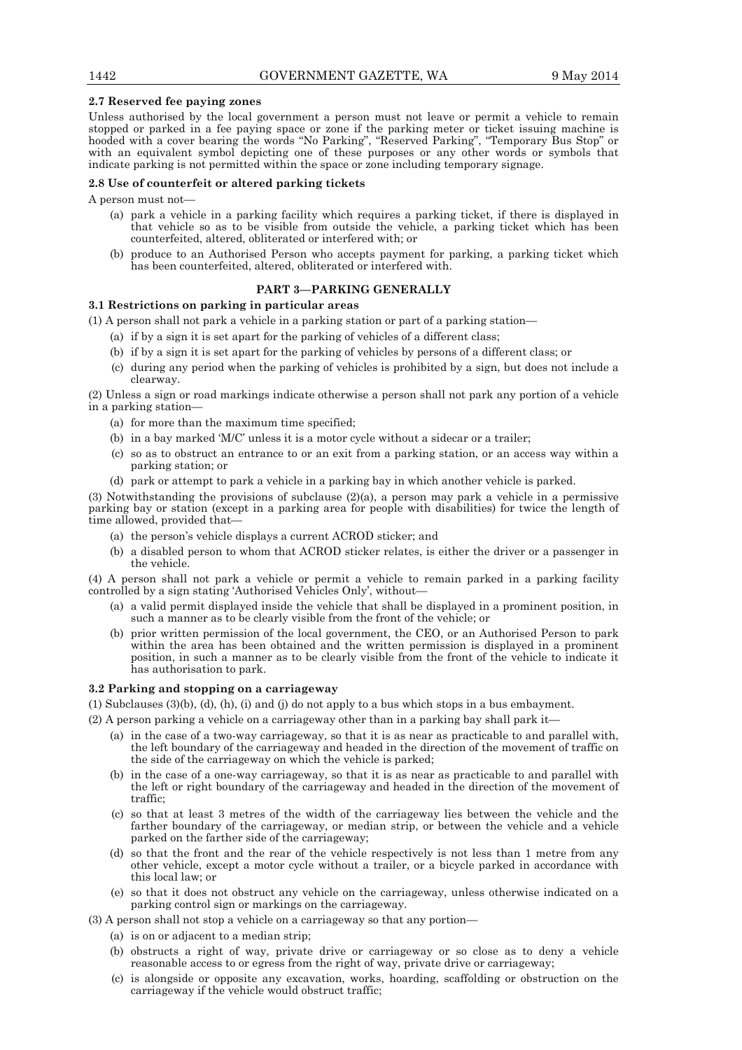**2.7 Reserved fee paying zones**

Unless authorised by the local government a person must not leave or permit a vehicle to remain stopped or parked in a fee paying space or zone if the parking meter or ticket issuing machine is hooded with a cover bearing the words "No Parking", "Reserved Parking", "Temporary Bus Stop" or with an equivalent symbol depicting one of these purposes or any other words or symbols that indicate parking is not permitted within the space or zone including temporary signage.

**2.8 Use of counterfeit or altered parking tickets**

A person must not—

(a) park a vehicle in a parking facility which requires a parking ticket, if there is displayed in that vehicle so as to be visible from outside the vehicle, a parking ticket which has been counterfeited, altered, obliterated or interfered with; or

(b) produce to an Authorised Person who accepts payment for parking, a parking ticket which has been counterfeited, altered, obliterated or interfered with.

## PART 3—PARKING GENERALLY

**3.1 Restrictions on parking in particular areas**

(1) A person shall not park a vehicle in a parking station or part of a parking station—

(a) if by a sign it is set apart for the parking of vehicles of a different class;

(b) if by a sign it is set apart for the parking of vehicles by persons of a different class; or

(c) during any period when the parking of vehicles is prohibited by a sign, but does not include a clearway.

(2) Unless a sign or road markings indicate otherwise a person shall not park any portion of a vehicle in a parking station—

(a) for more than the maximum time specified;

(b) in a bay marked 'M/C' unless it is a motor cycle without a sidecar or a trailer;

(c) so as to obstruct an entrance to or an exit from a parking station, or an access way within a parking station; or

(d) park or attempt to park a vehicle in a parking bay in which another vehicle is parked.

(3) Notwithstanding the provisions of subclause (2)(a), a person may park a vehicle in a permissive parking bay or station (except in a parking area for people with disabilities) for twice the length of time allowed, provided that—

(a) the person's vehicle displays a current ACROD sticker; and

(b) a disabled person to whom that ACROD sticker relates, is either the driver or a passenger in the vehicle.

(4) A person shall not park a vehicle or permit a vehicle to remain parked in a parking facility controlled by a sign stating 'Authorised Vehicles Only', without—

(a) a valid permit displayed inside the vehicle that shall be displayed in a prominent position, in such a manner as to be clearly visible from the front of the vehicle; or

(b) prior written permission of the local government, the CEO, or an Authorised Person to park within the area has been obtained and the written permission is displayed in a prominent position, in such a manner as to be clearly visible from the front of the vehicle to indicate it has authorisation to park.

**3.2 Parking and stopping on a carriageway**

(1) Subclauses (3)(b), (d), (h), (i) and (j) do not apply to a bus which stops in a bus embayment.

(2) A person parking a vehicle on a carriageway other than in a parking bay shall park it—

(a) in the case of a two-way carriageway, so that it is as near as practicable to and parallel with, the left boundary of the carriageway and headed in the direction of the movement of traffic on the side of the carriageway on which the vehicle is parked;

(b) in the case of a one-way carriageway, so that it is as near as practicable to and parallel with the left or right boundary of the carriageway and headed in the direction of the movement of traffic;

(c) so that at least 3 metres of the width of the carriageway lies between the vehicle and the farther boundary of the carriageway, or median strip, or between the vehicle and a vehicle parked on the farther side of the carriageway;

(d) so that the front and the rear of the vehicle respectively is not less than 1 metre from any other vehicle, except a motor cycle without a trailer, or a bicycle parked in accordance with this local law; or

(e) so that it does not obstruct any vehicle on the carriageway, unless otherwise indicated on a parking control sign or markings on the carriageway.

(3) A person shall not stop a vehicle on a carriageway so that any portion—

(a) is on or adjacent to a median strip;

(b) obstructs a right of way, private drive or carriageway or so close as to deny a vehicle reasonable access to or egress from the right of way, private drive or carriageway;

(c) is alongside or opposite any excavation, works, hoarding, scaffolding or obstruction on the carriageway if the vehicle would obstruct traffic;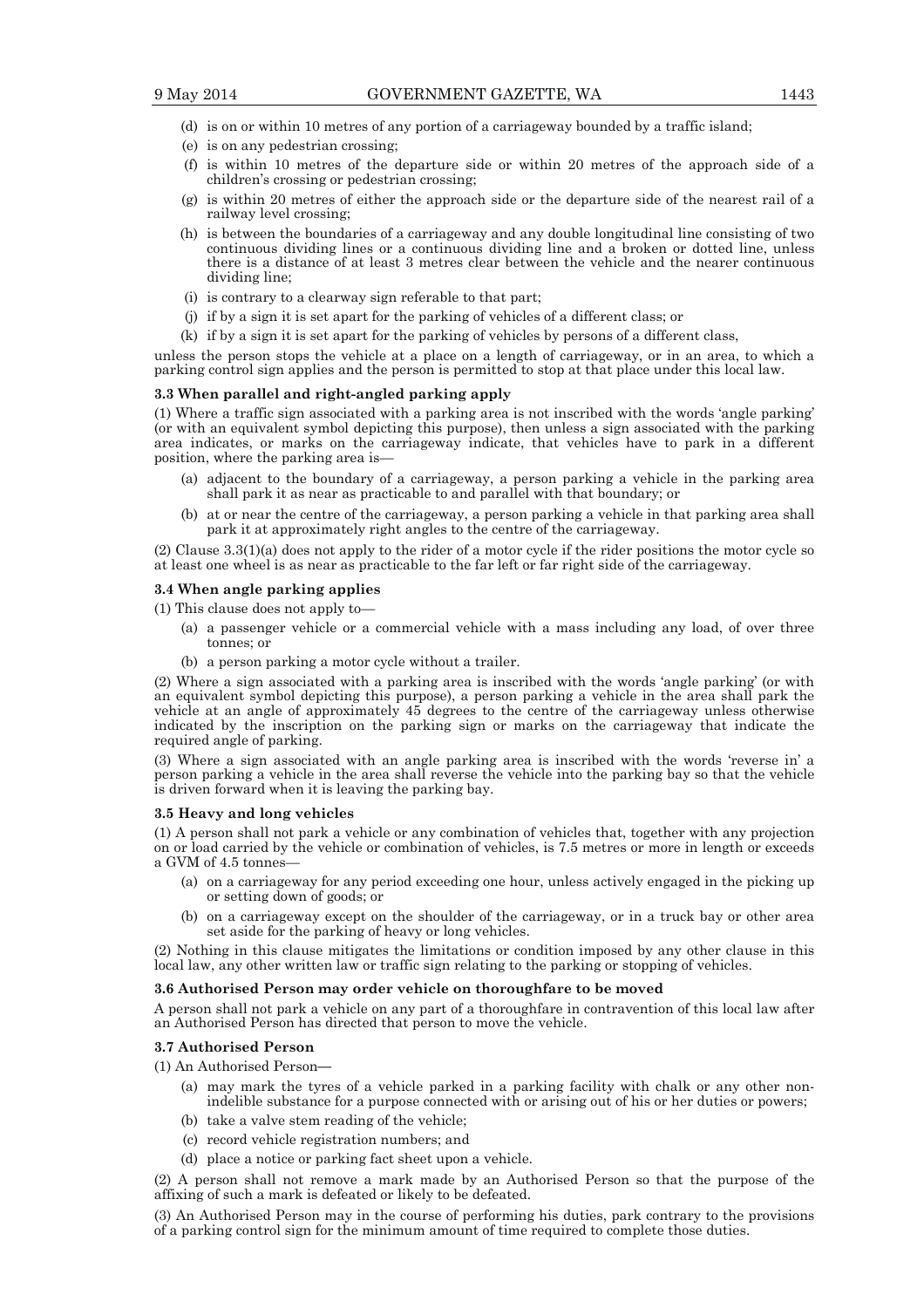(d) is on or within 10 metres of any portion of a carriageway bounded by a traffic island;

(e) is on any pedestrian crossing;

(f) is within 10 metres of the departure side or within 20 metres of the approach side of a children's crossing or pedestrian crossing;

(g) is within 20 metres of either the approach side or the departure side of the nearest rail of a railway level crossing;

(h) is between the boundaries of a carriageway and any double longitudinal line consisting of two continuous dividing lines or a continuous dividing line and a broken or dotted line, unless there is a distance of at least 3 metres clear between the vehicle and the nearer continuous dividing line;

(i) is contrary to a clearway sign referable to that part;

(j) if by a sign it is set apart for the parking of vehicles of a different class; or

(k) if by a sign it is set apart for the parking of vehicles by persons of a different class,

unless the person stops the vehicle at a place on a length of carriageway, or in an area, to which a parking control sign applies and the person is permitted to stop at that place under this local law.

**3.3 When parallel and right-angled parking apply**

(1) Where a traffic sign associated with a parking area is not inscribed with the words 'angle parking' (or with an equivalent symbol depicting this purpose), then unless a sign associated with the parking area indicates, or marks on the carriageway indicate, that vehicles have to park in a different position, where the parking area is—

(a) adjacent to the boundary of a carriageway, a person parking a vehicle in the parking area shall park it as near as practicable to and parallel with that boundary; or

(b) at or near the centre of the carriageway, a person parking a vehicle in that parking area shall park it at approximately right angles to the centre of the carriageway.

(2) Clause 3.3(1)(a) does not apply to the rider of a motor cycle if the rider positions the motor cycle so at least one wheel is as near as practicable to the far left or far right side of the carriageway.

**3.4 When angle parking applies**

(1) This clause does not apply to—

(a) a passenger vehicle or a commercial vehicle with a mass including any load, of over three tonnes; or

(b) a person parking a motor cycle without a trailer.

(2) Where a sign associated with a parking area is inscribed with the words 'angle parking' (or with an equivalent symbol depicting this purpose), a person parking a vehicle in the area shall park the vehicle at an angle of approximately 45 degrees to the centre of the carriageway unless otherwise indicated by the inscription on the parking sign or marks on the carriageway that indicate the required angle of parking.

(3) Where a sign associated with an angle parking area is inscribed with the words 'reverse in' a person parking a vehicle in the area shall reverse the vehicle into the parking bay so that the vehicle is driven forward when it is leaving the parking bay.

**3.5 Heavy and long vehicles**

(1) A person shall not park a vehicle or any combination of vehicles that, together with any projection on or load carried by the vehicle or combination of vehicles, is 7.5 metres or more in length or exceeds a GVM of 4.5 tonnes—

(a) on a carriageway for any period exceeding one hour, unless actively engaged in the picking up or setting down of goods; or

(b) on a carriageway except on the shoulder of the carriageway, or in a truck bay or other area set aside for the parking of heavy or long vehicles.

(2) Nothing in this clause mitigates the limitations or condition imposed by any other clause in this local law, any other written law or traffic sign relating to the parking or stopping of vehicles.

**3.6 Authorised Person may order vehicle on thoroughfare to be moved**

A person shall not park a vehicle on any part of a thoroughfare in contravention of this local law after an Authorised Person has directed that person to move the vehicle.

**3.7 Authorised Person**

(1) An Authorised Person—

(a) may mark the tyres of a vehicle parked in a parking facility with chalk or any other non-indelible substance for a purpose connected with or arising out of his or her duties or powers;

(b) take a valve stem reading of the vehicle;

(c) record vehicle registration numbers; and

(d) place a notice or parking fact sheet upon a vehicle.

(2) A person shall not remove a mark made by an Authorised Person so that the purpose of the affixing of such a mark is defeated or likely to be defeated.

(3) An Authorised Person may in the course of performing his duties, park contrary to the provisions of a parking control sign for the minimum amount of time required to complete those duties.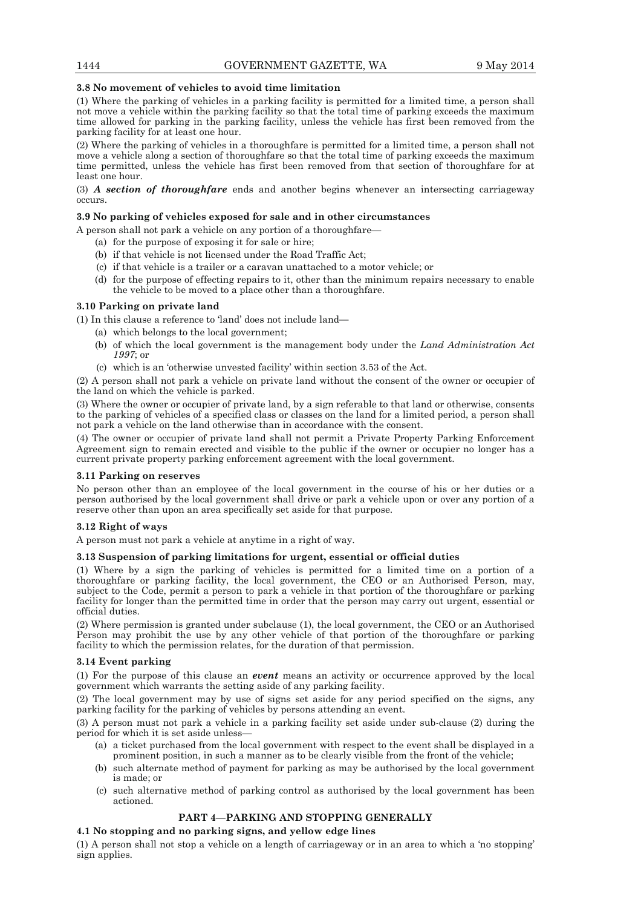**3.8 No movement of vehicles to avoid time limitation**

(1) Where the parking of vehicles in a parking facility is permitted for a limited time, a person shall not move a vehicle within the parking facility so that the total time of parking exceeds the maximum time allowed for parking in the parking facility, unless the vehicle has first been removed from the parking facility for at least one hour.

(2) Where the parking of vehicles in a thoroughfare is permitted for a limited time, a person shall not move a vehicle along a section of thoroughfare so that the total time of parking exceeds the maximum time permitted, unless the vehicle has first been removed from that section of thoroughfare for at least one hour.

(3) ***A section of thoroughfare*** ends and another begins whenever an intersecting carriageway occurs.

**3.9 No parking of vehicles exposed for sale and in other circumstances**

A person shall not park a vehicle on any portion of a thoroughfare—

(a) for the purpose of exposing it for sale or hire;

(b) if that vehicle is not licensed under the Road Traffic Act;

(c) if that vehicle is a trailer or a caravan unattached to a motor vehicle; or

(d) for the purpose of effecting repairs to it, other than the minimum repairs necessary to enable the vehicle to be moved to a place other than a thoroughfare.

**3.10 Parking on private land**

(1) In this clause a reference to 'land' does not include land—

(a) which belongs to the local government;

(b) of which the local government is the management body under the *Land Administration Act 1997*; or

(c) which is an 'otherwise unvested facility' within section 3.53 of the Act.

(2) A person shall not park a vehicle on private land without the consent of the owner or occupier of the land on which the vehicle is parked.

(3) Where the owner or occupier of private land, by a sign referable to that land or otherwise, consents to the parking of vehicles of a specified class or classes on the land for a limited period, a person shall not park a vehicle on the land otherwise than in accordance with the consent.

(4) The owner or occupier of private land shall not permit a Private Property Parking Enforcement Agreement sign to remain erected and visible to the public if the owner or occupier no longer has a current private property parking enforcement agreement with the local government.

**3.11 Parking on reserves**

No person other than an employee of the local government in the course of his or her duties or a person authorised by the local government shall drive or park a vehicle upon or over any portion of a reserve other than upon an area specifically set aside for that purpose.

**3.12 Right of ways**

A person must not park a vehicle at anytime in a right of way.

**3.13 Suspension of parking limitations for urgent, essential or official duties**

(1) Where by a sign the parking of vehicles is permitted for a limited time on a portion of a thoroughfare or parking facility, the local government, the CEO or an Authorised Person, may, subject to the Code, permit a person to park a vehicle in that portion of the thoroughfare or parking facility for longer than the permitted time in order that the person may carry out urgent, essential or official duties.

(2) Where permission is granted under subclause (1), the local government, the CEO or an Authorised Person may prohibit the use by any other vehicle of that portion of the thoroughfare or parking facility to which the permission relates, for the duration of that permission.

**3.14 Event parking**

(1) For the purpose of this clause an ***event*** means an activity or occurrence approved by the local government which warrants the setting aside of any parking facility.

(2) The local government may by use of signs set aside for any period specified on the signs, any parking facility for the parking of vehicles by persons attending an event.

(3) A person must not park a vehicle in a parking facility set aside under sub-clause (2) during the period for which it is set aside unless—

(a) a ticket purchased from the local government with respect to the event shall be displayed in a prominent position, in such a manner as to be clearly visible from the front of the vehicle;

(b) such alternate method of payment for parking as may be authorised by the local government is made; or

(c) such alternative method of parking control as authorised by the local government has been actioned.

## PART 4—PARKING AND STOPPING GENERALLY

**4.1 No stopping and no parking signs, and yellow edge lines**

(1) A person shall not stop a vehicle on a length of carriageway or in an area to which a 'no stopping' sign applies.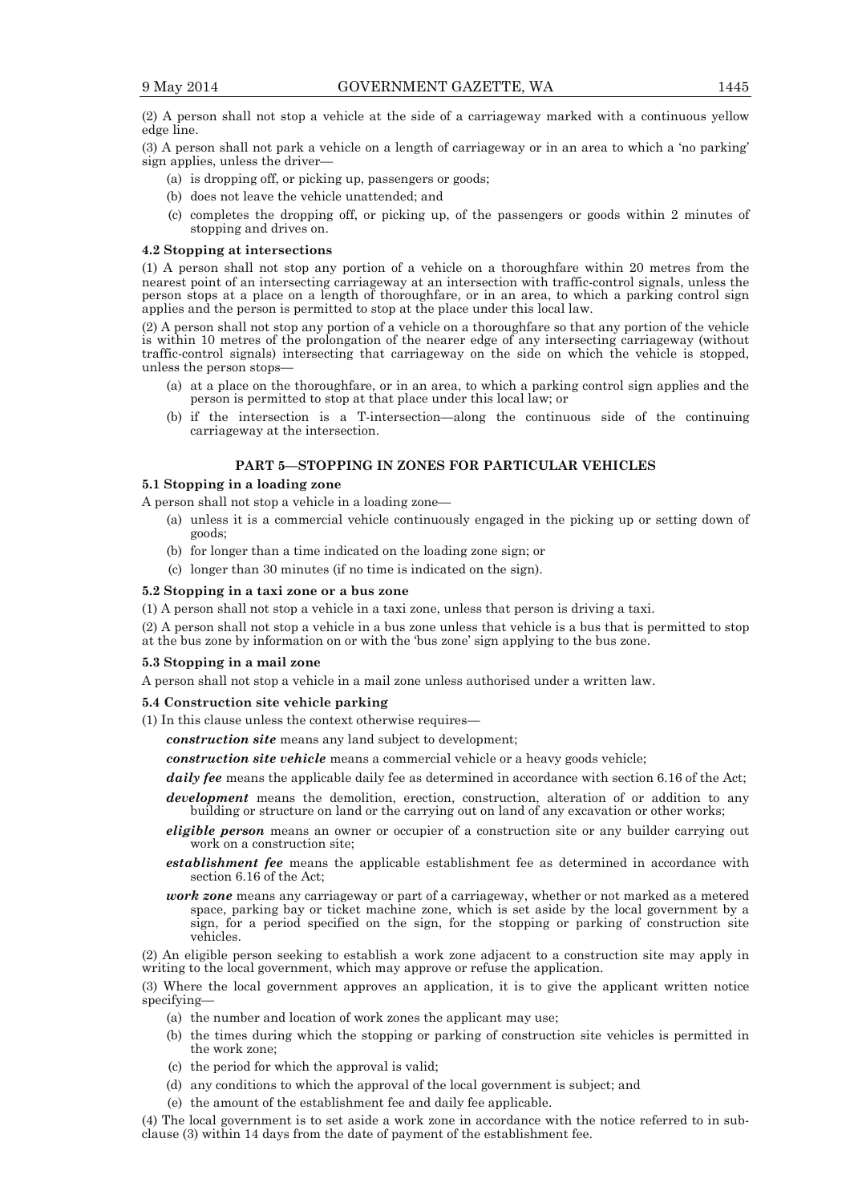(2) A person shall not stop a vehicle at the side of a carriageway marked with a continuous yellow edge line.

(3) A person shall not park a vehicle on a length of carriageway or in an area to which a 'no parking' sign applies, unless the driver—

- (a) is dropping off, or picking up, passengers or goods;
- (b) does not leave the vehicle unattended; and
- (c) completes the dropping off, or picking up, of the passengers or goods within 2 minutes of stopping and drives on.

**4.2 Stopping at intersections**

(1) A person shall not stop any portion of a vehicle on a thoroughfare within 20 metres from the nearest point of an intersecting carriageway at an intersection with traffic-control signals, unless the person stops at a place on a length of thoroughfare, or in an area, to which a parking control sign applies and the person is permitted to stop at the place under this local law.

(2) A person shall not stop any portion of a vehicle on a thoroughfare so that any portion of the vehicle is within 10 metres of the prolongation of the nearer edge of any intersecting carriageway (without traffic-control signals) intersecting that carriageway on the side on which the vehicle is stopped, unless the person stops—

- (a) at a place on the thoroughfare, or in an area, to which a parking control sign applies and the person is permitted to stop at that place under this local law; or
- (b) if the intersection is a T-intersection—along the continuous side of the continuing carriageway at the intersection.

## PART 5—STOPPING IN ZONES FOR PARTICULAR VEHICLES

**5.1 Stopping in a loading zone**

A person shall not stop a vehicle in a loading zone—

- (a) unless it is a commercial vehicle continuously engaged in the picking up or setting down of goods;
- (b) for longer than a time indicated on the loading zone sign; or
- (c) longer than 30 minutes (if no time is indicated on the sign).

**5.2 Stopping in a taxi zone or a bus zone**

(1) A person shall not stop a vehicle in a taxi zone, unless that person is driving a taxi.

(2) A person shall not stop a vehicle in a bus zone unless that vehicle is a bus that is permitted to stop at the bus zone by information on or with the 'bus zone' sign applying to the bus zone.

**5.3 Stopping in a mail zone**

A person shall not stop a vehicle in a mail zone unless authorised under a written law.

**5.4 Construction site vehicle parking**

(1) In this clause unless the context otherwise requires—

***construction site*** means any land subject to development;

***construction site vehicle*** means a commercial vehicle or a heavy goods vehicle;

***daily fee*** means the applicable daily fee as determined in accordance with section 6.16 of the Act;

***development*** means the demolition, erection, construction, alteration of or addition to any building or structure on land or the carrying out on land of any excavation or other works;

***eligible person*** means an owner or occupier of a construction site or any builder carrying out work on a construction site;

***establishment fee*** means the applicable establishment fee as determined in accordance with section 6.16 of the Act;

***work zone*** means any carriageway or part of a carriageway, whether or not marked as a metered space, parking bay or ticket machine zone, which is set aside by the local government by a sign, for a period specified on the sign, for the stopping or parking of construction site vehicles.

(2) An eligible person seeking to establish a work zone adjacent to a construction site may apply in writing to the local government, which may approve or refuse the application.

(3) Where the local government approves an application, it is to give the applicant written notice specifying—

- (a) the number and location of work zones the applicant may use;
- (b) the times during which the stopping or parking of construction site vehicles is permitted in the work zone;
- (c) the period for which the approval is valid;
- (d) any conditions to which the approval of the local government is subject; and
- (e) the amount of the establishment fee and daily fee applicable.

(4) The local government is to set aside a work zone in accordance with the notice referred to in sub-clause (3) within 14 days from the date of payment of the establishment fee.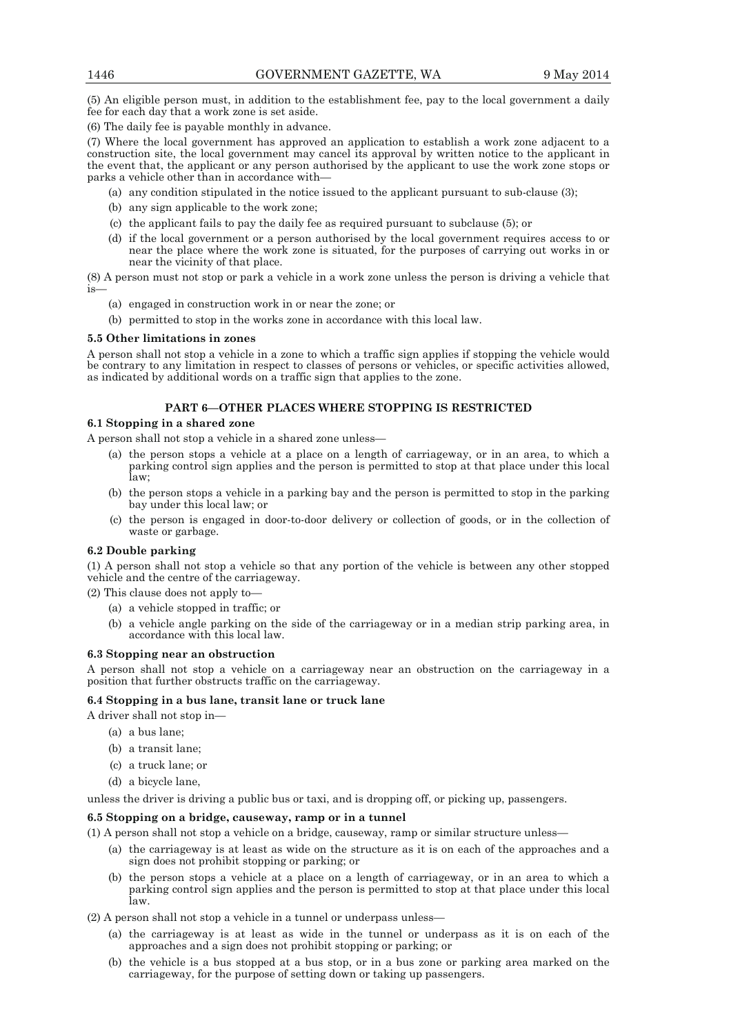(5) An eligible person must, in addition to the establishment fee, pay to the local government a daily fee for each day that a work zone is set aside.

(6) The daily fee is payable monthly in advance.

(7) Where the local government has approved an application to establish a work zone adjacent to a construction site, the local government may cancel its approval by written notice to the applicant in the event that, the applicant or any person authorised by the applicant to use the work zone stops or parks a vehicle other than in accordance with—

- (a) any condition stipulated in the notice issued to the applicant pursuant to sub-clause (3);
- (b) any sign applicable to the work zone;
- (c) the applicant fails to pay the daily fee as required pursuant to subclause (5); or
- (d) if the local government or a person authorised by the local government requires access to or near the place where the work zone is situated, for the purposes of carrying out works in or near the vicinity of that place.

(8) A person must not stop or park a vehicle in a work zone unless the person is driving a vehicle that is—

- (a) engaged in construction work in or near the zone; or
- (b) permitted to stop in the works zone in accordance with this local law.

**5.5 Other limitations in zones**

A person shall not stop a vehicle in a zone to which a traffic sign applies if stopping the vehicle would be contrary to any limitation in respect to classes of persons or vehicles, or specific activities allowed, as indicated by additional words on a traffic sign that applies to the zone.

## PART 6—OTHER PLACES WHERE STOPPING IS RESTRICTED

**6.1 Stopping in a shared zone**

A person shall not stop a vehicle in a shared zone unless—

- (a) the person stops a vehicle at a place on a length of carriageway, or in an area, to which a parking control sign applies and the person is permitted to stop at that place under this local law;
- (b) the person stops a vehicle in a parking bay and the person is permitted to stop in the parking bay under this local law; or
- (c) the person is engaged in door-to-door delivery or collection of goods, or in the collection of waste or garbage.

**6.2 Double parking**

(1) A person shall not stop a vehicle so that any portion of the vehicle is between any other stopped vehicle and the centre of the carriageway.

(2) This clause does not apply to—

- (a) a vehicle stopped in traffic; or
- (b) a vehicle angle parking on the side of the carriageway or in a median strip parking area, in accordance with this local law.

**6.3 Stopping near an obstruction**

A person shall not stop a vehicle on a carriageway near an obstruction on the carriageway in a position that further obstructs traffic on the carriageway.

**6.4 Stopping in a bus lane, transit lane or truck lane**

A driver shall not stop in—

- (a) a bus lane;
- (b) a transit lane;
- (c) a truck lane; or
- (d) a bicycle lane,

unless the driver is driving a public bus or taxi, and is dropping off, or picking up, passengers.

**6.5 Stopping on a bridge, causeway, ramp or in a tunnel**

(1) A person shall not stop a vehicle on a bridge, causeway, ramp or similar structure unless—

- (a) the carriageway is at least as wide on the structure as it is on each of the approaches and a sign does not prohibit stopping or parking; or
- (b) the person stops a vehicle at a place on a length of carriageway, or in an area to which a parking control sign applies and the person is permitted to stop at that place under this local law.

(2) A person shall not stop a vehicle in a tunnel or underpass unless—

- (a) the carriageway is at least as wide in the tunnel or underpass as it is on each of the approaches and a sign does not prohibit stopping or parking; or
- (b) the vehicle is a bus stopped at a bus stop, or in a bus zone or parking area marked on the carriageway, for the purpose of setting down or taking up passengers.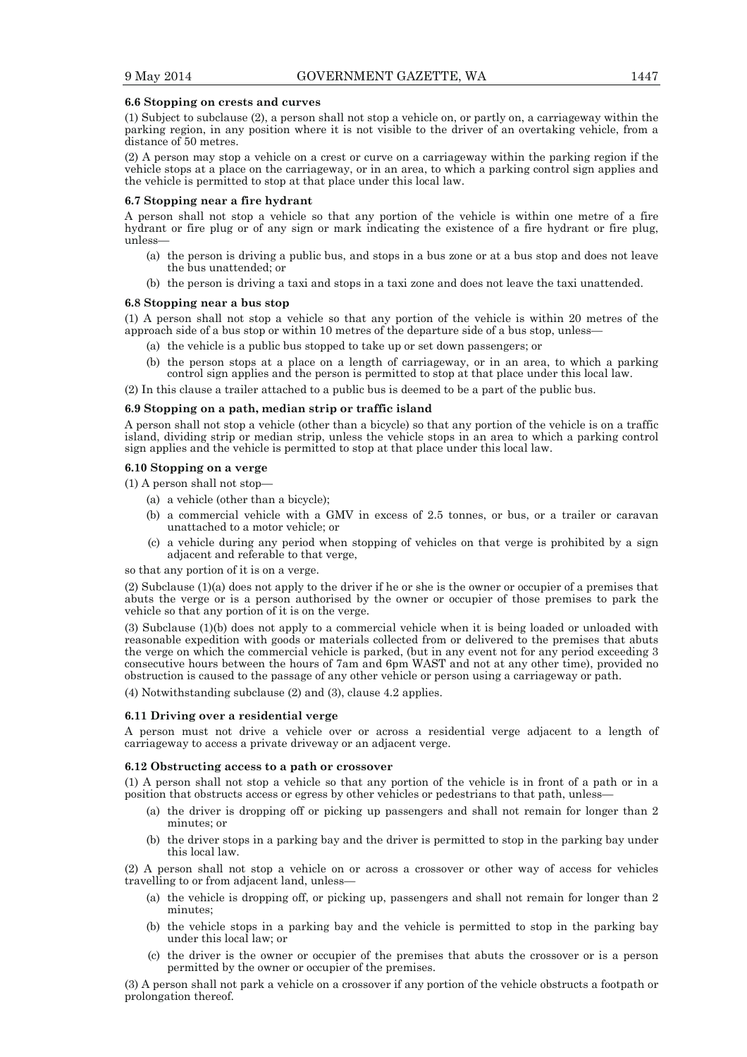### 6.6 Stopping on crests and curves

(1) Subject to subclause (2), a person shall not stop a vehicle on, or partly on, a carriageway within the parking region, in any position where it is not visible to the driver of an overtaking vehicle, from a distance of 50 metres.

(2) A person may stop a vehicle on a crest or curve on a carriageway within the parking region if the vehicle stops at a place on the carriageway, or in an area, to which a parking control sign applies and the vehicle is permitted to stop at that place under this local law.

### 6.7 Stopping near a fire hydrant

A person shall not stop a vehicle so that any portion of the vehicle is within one metre of a fire hydrant or fire plug or of any sign or mark indicating the existence of a fire hydrant or fire plug, unless—

(a) the person is driving a public bus, and stops in a bus zone or at a bus stop and does not leave the bus unattended; or

(b) the person is driving a taxi and stops in a taxi zone and does not leave the taxi unattended.

### 6.8 Stopping near a bus stop

(1) A person shall not stop a vehicle so that any portion of the vehicle is within 20 metres of the approach side of a bus stop or within 10 metres of the departure side of a bus stop, unless—

(a) the vehicle is a public bus stopped to take up or set down passengers; or

(b) the person stops at a place on a length of carriageway, or in an area, to which a parking control sign applies and the person is permitted to stop at that place under this local law.

(2) In this clause a trailer attached to a public bus is deemed to be a part of the public bus.

### 6.9 Stopping on a path, median strip or traffic island

A person shall not stop a vehicle (other than a bicycle) so that any portion of the vehicle is on a traffic island, dividing strip or median strip, unless the vehicle stops in an area to which a parking control sign applies and the vehicle is permitted to stop at that place under this local law.

### 6.10 Stopping on a verge

(1) A person shall not stop—

(a) a vehicle (other than a bicycle);

(b) a commercial vehicle with a GMV in excess of 2.5 tonnes, or bus, or a trailer or caravan unattached to a motor vehicle; or

(c) a vehicle during any period when stopping of vehicles on that verge is prohibited by a sign adjacent and referable to that verge,

so that any portion of it is on a verge.

(2) Subclause (1)(a) does not apply to the driver if he or she is the owner or occupier of a premises that abuts the verge or is a person authorised by the owner or occupier of those premises to park the vehicle so that any portion of it is on the verge.

(3) Subclause (1)(b) does not apply to a commercial vehicle when it is being loaded or unloaded with reasonable expedition with goods or materials collected from or delivered to the premises that abuts the verge on which the commercial vehicle is parked, (but in any event not for any period exceeding 3 consecutive hours between the hours of 7am and 6pm WAST and not at any other time), provided no obstruction is caused to the passage of any other vehicle or person using a carriageway or path.

(4) Notwithstanding subclause (2) and (3), clause 4.2 applies.

### 6.11 Driving over a residential verge

A person must not drive a vehicle over or across a residential verge adjacent to a length of carriageway to access a private driveway or an adjacent verge.

### 6.12 Obstructing access to a path or crossover

(1) A person shall not stop a vehicle so that any portion of the vehicle is in front of a path or in a position that obstructs access or egress by other vehicles or pedestrians to that path, unless—

(a) the driver is dropping off or picking up passengers and shall not remain for longer than 2 minutes; or

(b) the driver stops in a parking bay and the driver is permitted to stop in the parking bay under this local law.

(2) A person shall not stop a vehicle on or across a crossover or other way of access for vehicles travelling to or from adjacent land, unless—

(a) the vehicle is dropping off, or picking up, passengers and shall not remain for longer than 2 minutes;

(b) the vehicle stops in a parking bay and the vehicle is permitted to stop in the parking bay under this local law; or

(c) the driver is the owner or occupier of the premises that abuts the crossover or is a person permitted by the owner or occupier of the premises.

(3) A person shall not park a vehicle on a crossover if any portion of the vehicle obstructs a footpath or prolongation thereof.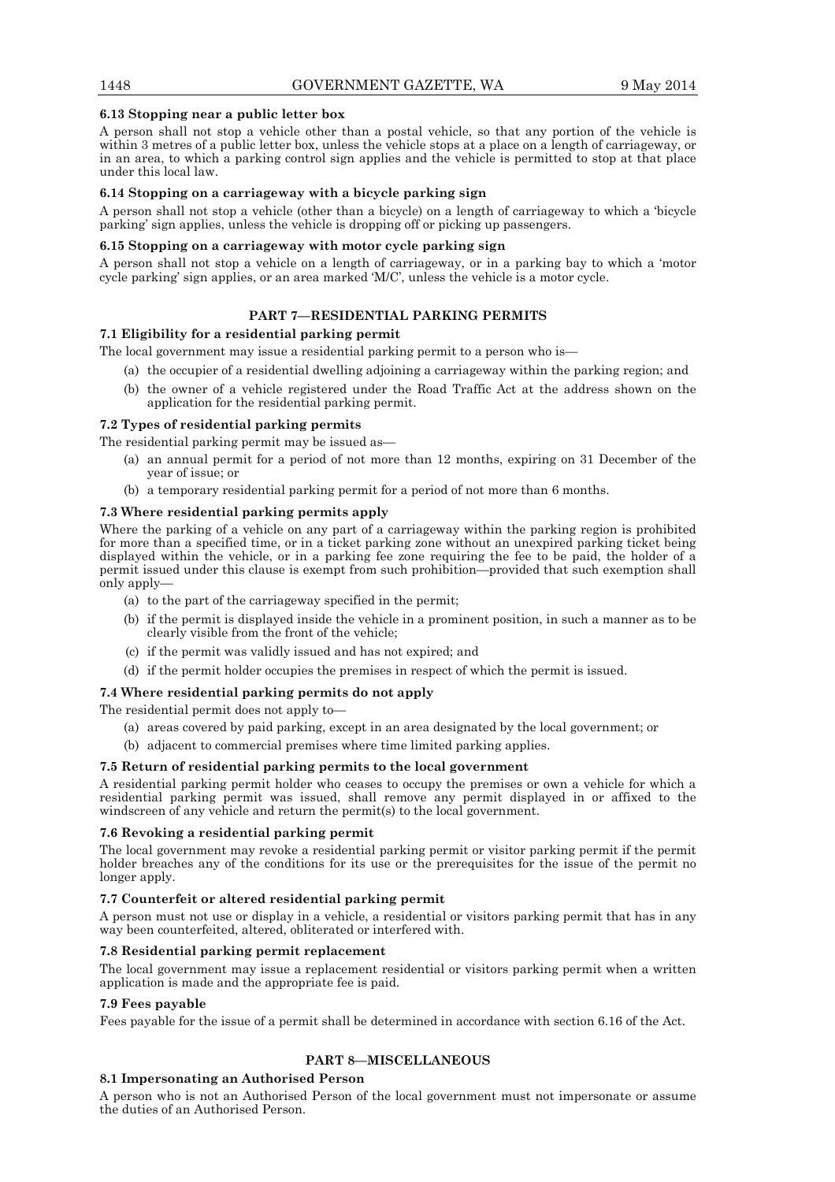**6.13 Stopping near a public letter box**

A person shall not stop a vehicle other than a postal vehicle, so that any portion of the vehicle is within 3 metres of a public letter box, unless the vehicle stops at a place on a length of carriageway, or in an area, to which a parking control sign applies and the vehicle is permitted to stop at that place under this local law.

**6.14 Stopping on a carriageway with a bicycle parking sign**

A person shall not stop a vehicle (other than a bicycle) on a length of carriageway to which a 'bicycle parking' sign applies, unless the vehicle is dropping off or picking up passengers.

**6.15 Stopping on a carriageway with motor cycle parking sign**

A person shall not stop a vehicle on a length of carriageway, or in a parking bay to which a 'motor cycle parking' sign applies, or an area marked 'M/C', unless the vehicle is a motor cycle.

## PART 7—RESIDENTIAL PARKING PERMITS

**7.1 Eligibility for a residential parking permit**

The local government may issue a residential parking permit to a person who is—

(a) the occupier of a residential dwelling adjoining a carriageway within the parking region; and

(b) the owner of a vehicle registered under the Road Traffic Act at the address shown on the application for the residential parking permit.

**7.2 Types of residential parking permits**

The residential parking permit may be issued as—

(a) an annual permit for a period of not more than 12 months, expiring on 31 December of the year of issue; or

(b) a temporary residential parking permit for a period of not more than 6 months.

**7.3 Where residential parking permits apply**

Where the parking of a vehicle on any part of a carriageway within the parking region is prohibited for more than a specified time, or in a ticket parking zone without an unexpired parking ticket being displayed within the vehicle, or in a parking fee zone requiring the fee to be paid, the holder of a permit issued under this clause is exempt from such prohibition—provided that such exemption shall only apply—

(a) to the part of the carriageway specified in the permit;

(b) if the permit is displayed inside the vehicle in a prominent position, in such a manner as to be clearly visible from the front of the vehicle;

(c) if the permit was validly issued and has not expired; and

(d) if the permit holder occupies the premises in respect of which the permit is issued.

**7.4 Where residential parking permits do not apply**

The residential permit does not apply to—

(a) areas covered by paid parking, except in an area designated by the local government; or

(b) adjacent to commercial premises where time limited parking applies.

**7.5 Return of residential parking permits to the local government**

A residential parking permit holder who ceases to occupy the premises or own a vehicle for which a residential parking permit was issued, shall remove any permit displayed in or affixed to the windscreen of any vehicle and return the permit(s) to the local government.

**7.6 Revoking a residential parking permit**

The local government may revoke a residential parking permit or visitor parking permit if the permit holder breaches any of the conditions for its use or the prerequisites for the issue of the permit no longer apply.

**7.7 Counterfeit or altered residential parking permit**

A person must not use or display in a vehicle, a residential or visitors parking permit that has in any way been counterfeited, altered, obliterated or interfered with.

**7.8 Residential parking permit replacement**

The local government may issue a replacement residential or visitors parking permit when a written application is made and the appropriate fee is paid.

**7.9 Fees payable**

Fees payable for the issue of a permit shall be determined in accordance with section 6.16 of the Act.

## PART 8—MISCELLANEOUS

**8.1 Impersonating an Authorised Person**

A person who is not an Authorised Person of the local government must not impersonate or assume the duties of an Authorised Person.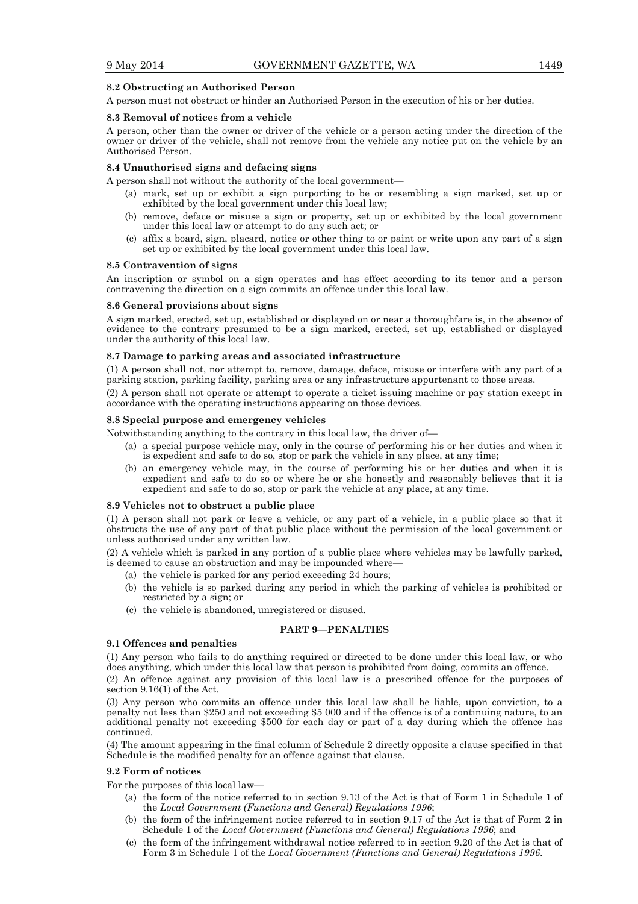**8.2 Obstructing an Authorised Person**

A person must not obstruct or hinder an Authorised Person in the execution of his or her duties.

**8.3 Removal of notices from a vehicle**

A person, other than the owner or driver of the vehicle or a person acting under the direction of the owner or driver of the vehicle, shall not remove from the vehicle any notice put on the vehicle by an Authorised Person.

**8.4 Unauthorised signs and defacing signs**

A person shall not without the authority of the local government—

(a) mark, set up or exhibit a sign purporting to be or resembling a sign marked, set up or exhibited by the local government under this local law;

(b) remove, deface or misuse a sign or property, set up or exhibited by the local government under this local law or attempt to do any such act; or

(c) affix a board, sign, placard, notice or other thing to or paint or write upon any part of a sign set up or exhibited by the local government under this local law.

**8.5 Contravention of signs**

An inscription or symbol on a sign operates and has effect according to its tenor and a person contravening the direction on a sign commits an offence under this local law.

**8.6 General provisions about signs**

A sign marked, erected, set up, established or displayed on or near a thoroughfare is, in the absence of evidence to the contrary presumed to be a sign marked, erected, set up, established or displayed under the authority of this local law.

**8.7 Damage to parking areas and associated infrastructure**

(1) A person shall not, nor attempt to, remove, damage, deface, misuse or interfere with any part of a parking station, parking facility, parking area or any infrastructure appurtenant to those areas.

(2) A person shall not operate or attempt to operate a ticket issuing machine or pay station except in accordance with the operating instructions appearing on those devices.

**8.8 Special purpose and emergency vehicles**

Notwithstanding anything to the contrary in this local law, the driver of—

(a) a special purpose vehicle may, only in the course of performing his or her duties and when it is expedient and safe to do so, stop or park the vehicle in any place, at any time;

(b) an emergency vehicle may, in the course of performing his or her duties and when it is expedient and safe to do so or where he or she honestly and reasonably believes that it is expedient and safe to do so, stop or park the vehicle at any place, at any time.

**8.9 Vehicles not to obstruct a public place**

(1) A person shall not park or leave a vehicle, or any part of a vehicle, in a public place so that it obstructs the use of any part of that public place without the permission of the local government or unless authorised under any written law.

(2) A vehicle which is parked in any portion of a public place where vehicles may be lawfully parked, is deemed to cause an obstruction and may be impounded where—

(a) the vehicle is parked for any period exceeding 24 hours;

(b) the vehicle is so parked during any period in which the parking of vehicles is prohibited or restricted by a sign; or

(c) the vehicle is abandoned, unregistered or disused.

## PART 9—PENALTIES

**9.1 Offences and penalties**

(1) Any person who fails to do anything required or directed to be done under this local law, or who does anything, which under this local law that person is prohibited from doing, commits an offence.

(2) An offence against any provision of this local law is a prescribed offence for the purposes of section 9.16(1) of the Act.

(3) Any person who commits an offence under this local law shall be liable, upon conviction, to a penalty not less than $250 and not exceeding $5 000 and if the offence is of a continuing nature, to an additional penalty not exceeding $500 for each day or part of a day during which the offence has continued.

(4) The amount appearing in the final column of Schedule 2 directly opposite a clause specified in that Schedule is the modified penalty for an offence against that clause.

**9.2 Form of notices**

For the purposes of this local law—

(a) the form of the notice referred to in section 9.13 of the Act is that of Form 1 in Schedule 1 of the *Local Government (Functions and General) Regulations 1996*;

(b) the form of the infringement notice referred to in section 9.17 of the Act is that of Form 2 in Schedule 1 of the *Local Government (Functions and General) Regulations 1996*; and

(c) the form of the infringement withdrawal notice referred to in section 9.20 of the Act is that of Form 3 in Schedule 1 of the *Local Government (Functions and General) Regulations 1996*.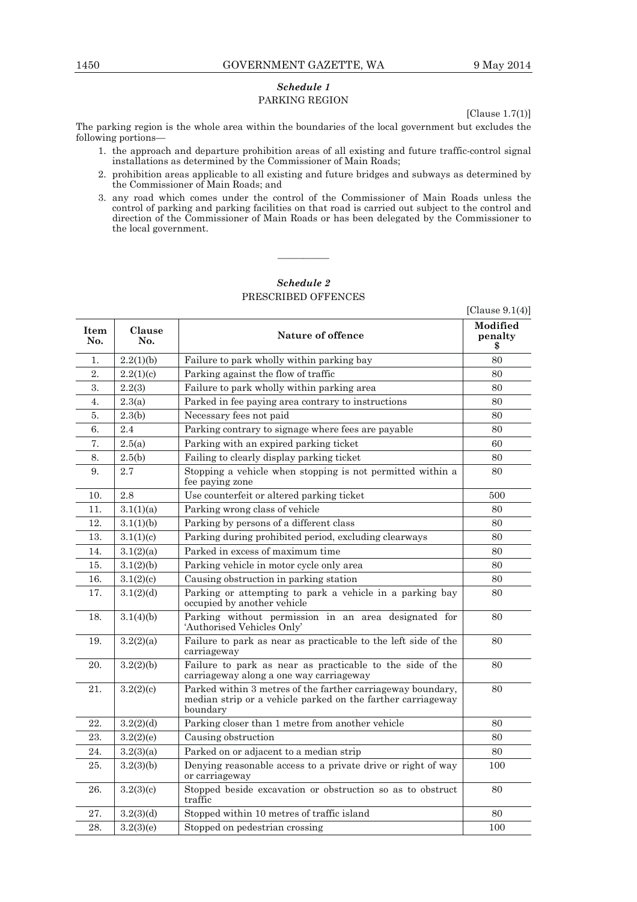## *Schedule 1*

### PARKING REGION

[Clause 1.7(1)]

The parking region is the whole area within the boundaries of the local government but excludes the following portions—

1. the approach and departure prohibition areas of all existing and future traffic-control signal installations as determined by the Commissioner of Main Roads;
2. prohibition areas applicable to all existing and future bridges and subways as determined by the Commissioner of Main Roads; and
3. any road which comes under the control of the Commissioner of Main Roads unless the control of parking and parking facilities on that road is carried out subject to the control and direction of the Commissioner of Main Roads or has been delegated by the Commissioner to the local government.

---

## *Schedule 2*

### PRESCRIBED OFFENCES

[Clause 9.1(4)]

| Item No. | Clause No. | Nature of offence | Modified penalty $ |
|---|---|---|---|
| 1. | 2.2(1)(b) | Failure to park wholly within parking bay | 80 |
| 2. | 2.2(1)(c) | Parking against the flow of traffic | 80 |
| 3. | 2.2(3) | Failure to park wholly within parking area | 80 |
| 4. | 2.3(a) | Parked in fee paying area contrary to instructions | 80 |
| 5. | 2.3(b) | Necessary fees not paid | 80 |
| 6. | 2.4 | Parking contrary to signage where fees are payable | 80 |
| 7. | 2.5(a) | Parking with an expired parking ticket | 60 |
| 8. | 2.5(b) | Failing to clearly display parking ticket | 80 |
| 9. | 2.7 | Stopping a vehicle when stopping is not permitted within a fee paying zone | 80 |
| 10. | 2.8 | Use counterfeit or altered parking ticket | 500 |
| 11. | 3.1(1)(a) | Parking wrong class of vehicle | 80 |
| 12. | 3.1(1)(b) | Parking by persons of a different class | 80 |
| 13. | 3.1(1)(c) | Parking during prohibited period, excluding clearways | 80 |
| 14. | 3.1(2)(a) | Parked in excess of maximum time | 80 |
| 15. | 3.1(2)(b) | Parking vehicle in motor cycle only area | 80 |
| 16. | 3.1(2)(c) | Causing obstruction in parking station | 80 |
| 17. | 3.1(2)(d) | Parking or attempting to park a vehicle in a parking bay occupied by another vehicle | 80 |
| 18. | 3.1(4)(b) | Parking without permission in an area designated for 'Authorised Vehicles Only' | 80 |
| 19. | 3.2(2)(a) | Failure to park as near as practicable to the left side of the carriageway | 80 |
| 20. | 3.2(2)(b) | Failure to park as near as practicable to the side of the carriageway along a one way carriageway | 80 |
| 21. | 3.2(2)(c) | Parked within 3 metres of the farther carriageway boundary, median strip or a vehicle parked on the farther carriageway boundary | 80 |
| 22. | 3.2(2)(d) | Parking closer than 1 metre from another vehicle | 80 |
| 23. | 3.2(2)(e) | Causing obstruction | 80 |
| 24. | 3.2(3)(a) | Parked on or adjacent to a median strip | 80 |
| 25. | 3.2(3)(b) | Denying reasonable access to a private drive or right of way or carriageway | 100 |
| 26. | 3.2(3)(c) | Stopped beside excavation or obstruction so as to obstruct traffic | 80 |
| 27. | 3.2(3)(d) | Stopped within 10 metres of traffic island | 80 |
| 28. | 3.2(3)(e) | Stopped on pedestrian crossing | 100 |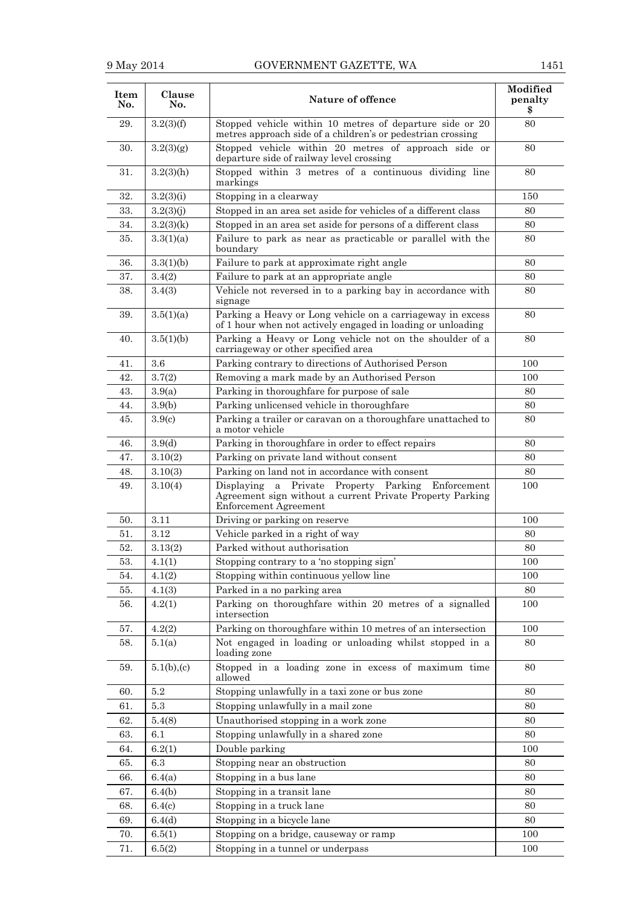| Item No. | Clause No. | Nature of offence | Modified penalty $ |
|---|---|---|---|
| 29. | 3.2(3)(f) | Stopped vehicle within 10 metres of departure side or 20 metres approach side of a children's or pedestrian crossing | 80 |
| 30. | 3.2(3)(g) | Stopped vehicle within 20 metres of approach side or departure side of railway level crossing | 80 |
| 31. | 3.2(3)(h) | Stopped within 3 metres of a continuous dividing line markings | 80 |
| 32. | 3.2(3)(i) | Stopping in a clearway | 150 |
| 33. | 3.2(3)(j) | Stopped in an area set aside for vehicles of a different class | 80 |
| 34. | 3.2(3)(k) | Stopped in an area set aside for persons of a different class | 80 |
| 35. | 3.3(1)(a) | Failure to park as near as practicable or parallel with the boundary | 80 |
| 36. | 3.3(1)(b) | Failure to park at approximate right angle | 80 |
| 37. | 3.4(2) | Failure to park at an appropriate angle | 80 |
| 38. | 3.4(3) | Vehicle not reversed in to a parking bay in accordance with signage | 80 |
| 39. | 3.5(1)(a) | Parking a Heavy or Long vehicle on a carriageway in excess of 1 hour when not actively engaged in loading or unloading | 80 |
| 40. | 3.5(1)(b) | Parking a Heavy or Long vehicle not on the shoulder of a carriageway or other specified area | 80 |
| 41. | 3.6 | Parking contrary to directions of Authorised Person | 100 |
| 42. | 3.7(2) | Removing a mark made by an Authorised Person | 100 |
| 43. | 3.9(a) | Parking in thoroughfare for purpose of sale | 80 |
| 44. | 3.9(b) | Parking unlicensed vehicle in thoroughfare | 80 |
| 45. | 3.9(c) | Parking a trailer or caravan on a thoroughfare unattached to a motor vehicle | 80 |
| 46. | 3.9(d) | Parking in thoroughfare in order to effect repairs | 80 |
| 47. | 3.10(2) | Parking on private land without consent | 80 |
| 48. | 3.10(3) | Parking on land not in accordance with consent | 80 |
| 49. | 3.10(4) | Displaying a Private Property Parking Enforcement Agreement sign without a current Private Property Parking Enforcement Agreement | 100 |
| 50. | 3.11 | Driving or parking on reserve | 100 |
| 51. | 3.12 | Vehicle parked in a right of way | 80 |
| 52. | 3.13(2) | Parked without authorisation | 80 |
| 53. | 4.1(1) | Stopping contrary to a 'no stopping sign' | 100 |
| 54. | 4.1(2) | Stopping within continuous yellow line | 100 |
| 55. | 4.1(3) | Parked in a no parking area | 80 |
| 56. | 4.2(1) | Parking on thoroughfare within 20 metres of a signalled intersection | 100 |
| 57. | 4.2(2) | Parking on thoroughfare within 10 metres of an intersection | 100 |
| 58. | 5.1(a) | Not engaged in loading or unloading whilst stopped in a loading zone | 80 |
| 59. | 5.1(b),(c) | Stopped in a loading zone in excess of maximum time allowed | 80 |
| 60. | 5.2 | Stopping unlawfully in a taxi zone or bus zone | 80 |
| 61. | 5.3 | Stopping unlawfully in a mail zone | 80 |
| 62. | 5.4(8) | Unauthorised stopping in a work zone | 80 |
| 63. | 6.1 | Stopping unlawfully in a shared zone | 80 |
| 64. | 6.2(1) | Double parking | 100 |
| 65. | 6.3 | Stopping near an obstruction | 80 |
| 66. | 6.4(a) | Stopping in a bus lane | 80 |
| 67. | 6.4(b) | Stopping in a transit lane | 80 |
| 68. | 6.4(c) | Stopping in a truck lane | 80 |
| 69. | 6.4(d) | Stopping in a bicycle lane | 80 |
| 70. | 6.5(1) | Stopping on a bridge, causeway or ramp | 100 |
| 71. | 6.5(2) | Stopping in a tunnel or underpass | 100 |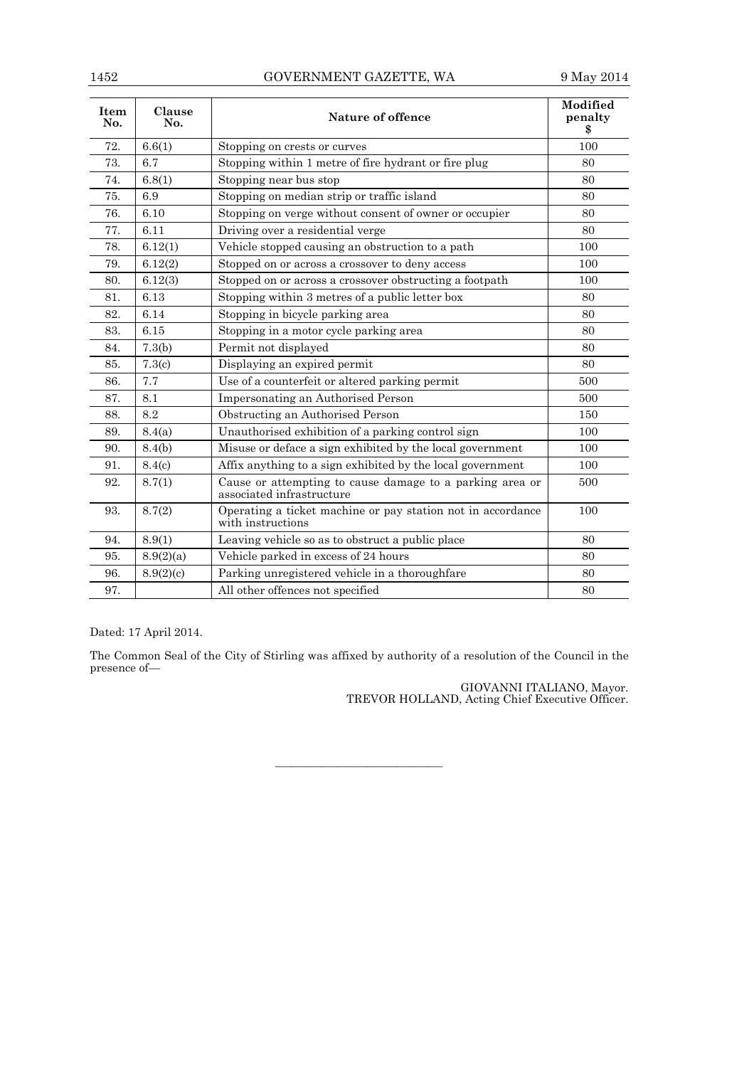| Item No. | Clause No. | Nature of offence | Modified penalty $ |
|---|---|---|---|
| 72. | 6.6(1) | Stopping on crests or curves | 100 |
| 73. | 6.7 | Stopping within 1 metre of fire hydrant or fire plug | 80 |
| 74. | 6.8(1) | Stopping near bus stop | 80 |
| 75. | 6.9 | Stopping on median strip or traffic island | 80 |
| 76. | 6.10 | Stopping on verge without consent of owner or occupier | 80 |
| 77. | 6.11 | Driving over a residential verge | 80 |
| 78. | 6.12(1) | Vehicle stopped causing an obstruction to a path | 100 |
| 79. | 6.12(2) | Stopped on or across a crossover to deny access | 100 |
| 80. | 6.12(3) | Stopped on or across a crossover obstructing a footpath | 100 |
| 81. | 6.13 | Stopping within 3 metres of a public letter box | 80 |
| 82. | 6.14 | Stopping in bicycle parking area | 80 |
| 83. | 6.15 | Stopping in a motor cycle parking area | 80 |
| 84. | 7.3(b) | Permit not displayed | 80 |
| 85. | 7.3(c) | Displaying an expired permit | 80 |
| 86. | 7.7 | Use of a counterfeit or altered parking permit | 500 |
| 87. | 8.1 | Impersonating an Authorised Person | 500 |
| 88. | 8.2 | Obstructing an Authorised Person | 150 |
| 89. | 8.4(a) | Unauthorised exhibition of a parking control sign | 100 |
| 90. | 8.4(b) | Misuse or deface a sign exhibited by the local government | 100 |
| 91. | 8.4(c) | Affix anything to a sign exhibited by the local government | 100 |
| 92. | 8.7(1) | Cause or attempting to cause damage to a parking area or associated infrastructure | 500 |
| 93. | 8.7(2) | Operating a ticket machine or pay station not in accordance with instructions | 100 |
| 94. | 8.9(1) | Leaving vehicle so as to obstruct a public place | 80 |
| 95. | 8.9(2)(a) | Vehicle parked in excess of 24 hours | 80 |
| 96. | 8.9(2)(c) | Parking unregistered vehicle in a thoroughfare | 80 |
| 97. | | All other offences not specified | 80 |

Dated: 17 April 2014.

The Common Seal of the City of Stirling was affixed by authority of a resolution of the Council in the presence of—

GIOVANNI ITALIANO, Mayor.
TREVOR HOLLAND, Acting Chief Executive Officer.

---